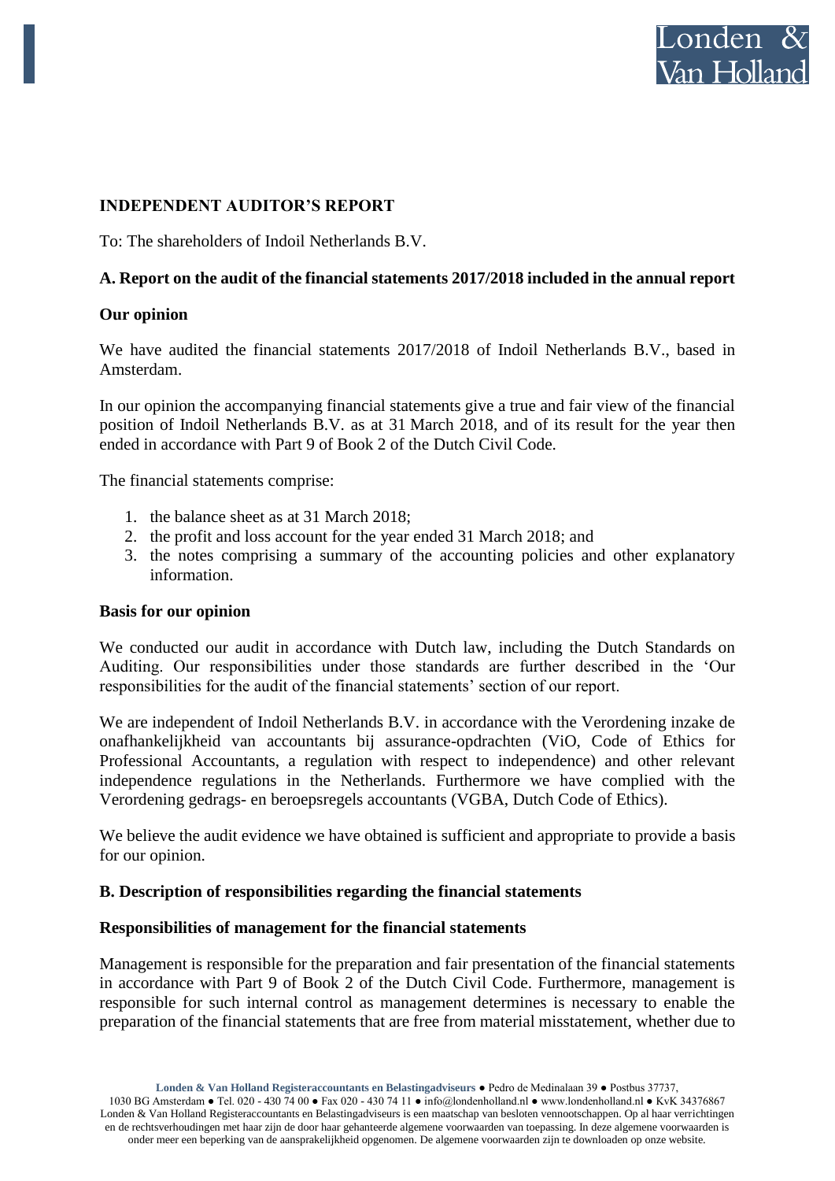# INDEPENDENT AUDITOR'S REPORT

To: The shareholders of Indoil Netherlands B.V.

## A. Report on the audit of the financial statements 2017/2018 included in the annual report

### Our opinion

We have audited the financial statements 2017/2018 of Indoil Netherlands B.V., based in Amsterdam.

In our opinion the accompanying financial statements give a true and fair view of the financial position of Indoil Netherlands B.V. as at 31 March 2018, and of its result for the year then ended in accordance with Part 9 of Book 2 of the Dutch Civil Code.

The financial statements comprise:

1. the balance sheet as at 31 March 2018;
2. the profit and loss account for the year ended 31 March 2018; and
3. the notes comprising a summary of the accounting policies and other explanatory information.

### Basis for our opinion

We conducted our audit in accordance with Dutch law, including the Dutch Standards on Auditing. Our responsibilities under those standards are further described in the 'Our responsibilities for the audit of the financial statements' section of our report.

We are independent of Indoil Netherlands B.V. in accordance with the Verordening inzake de onafhankelijkheid van accountants bij assurance-opdrachten (ViO, Code of Ethics for Professional Accountants, a regulation with respect to independence) and other relevant independence regulations in the Netherlands. Furthermore we have complied with the Verordening gedrags- en beroepsregels accountants (VGBA, Dutch Code of Ethics).

We believe the audit evidence we have obtained is sufficient and appropriate to provide a basis for our opinion.

## B. Description of responsibilities regarding the financial statements

### Responsibilities of management for the financial statements

Management is responsible for the preparation and fair presentation of the financial statements in accordance with Part 9 of Book 2 of the Dutch Civil Code. Furthermore, management is responsible for such internal control as management determines is necessary to enable the preparation of the financial statements that are free from material misstatement, whether due to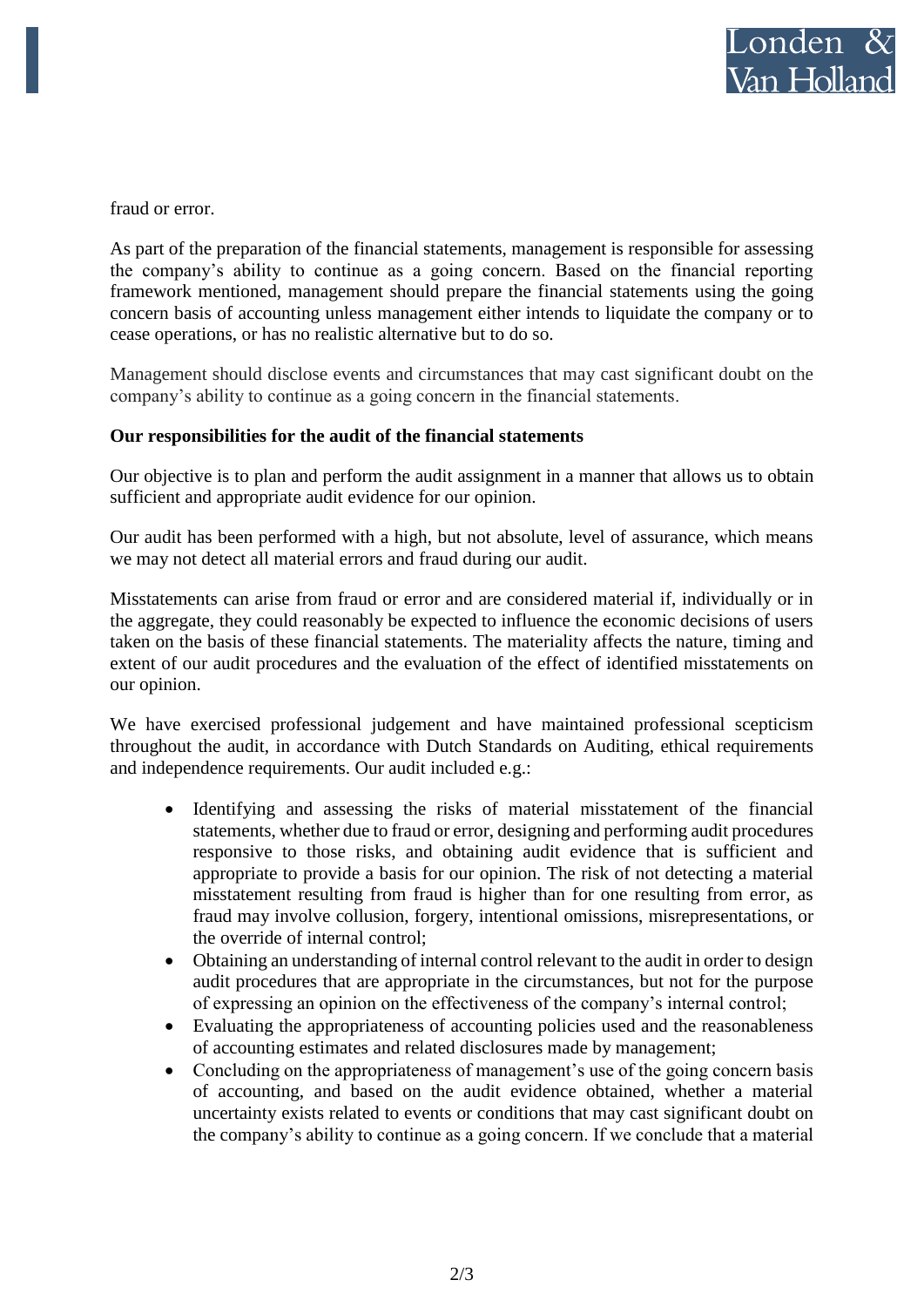fraud or error.

As part of the preparation of the financial statements, management is responsible for assessing the company's ability to continue as a going concern. Based on the financial reporting framework mentioned, management should prepare the financial statements using the going concern basis of accounting unless management either intends to liquidate the company or to cease operations, or has no realistic alternative but to do so.

Management should disclose events and circumstances that may cast significant doubt on the company's ability to continue as a going concern in the financial statements.

**Our responsibilities for the audit of the financial statements**

Our objective is to plan and perform the audit assignment in a manner that allows us to obtain sufficient and appropriate audit evidence for our opinion.

Our audit has been performed with a high, but not absolute, level of assurance, which means we may not detect all material errors and fraud during our audit.

Misstatements can arise from fraud or error and are considered material if, individually or in the aggregate, they could reasonably be expected to influence the economic decisions of users taken on the basis of these financial statements. The materiality affects the nature, timing and extent of our audit procedures and the evaluation of the effect of identified misstatements on our opinion.

We have exercised professional judgement and have maintained professional scepticism throughout the audit, in accordance with Dutch Standards on Auditing, ethical requirements and independence requirements. Our audit included e.g.:

- Identifying and assessing the risks of material misstatement of the financial statements, whether due to fraud or error, designing and performing audit procedures responsive to those risks, and obtaining audit evidence that is sufficient and appropriate to provide a basis for our opinion. The risk of not detecting a material misstatement resulting from fraud is higher than for one resulting from error, as fraud may involve collusion, forgery, intentional omissions, misrepresentations, or the override of internal control;
- Obtaining an understanding of internal control relevant to the audit in order to design audit procedures that are appropriate in the circumstances, but not for the purpose of expressing an opinion on the effectiveness of the company's internal control;
- Evaluating the appropriateness of accounting policies used and the reasonableness of accounting estimates and related disclosures made by management;
- Concluding on the appropriateness of management's use of the going concern basis of accounting, and based on the audit evidence obtained, whether a material uncertainty exists related to events or conditions that may cast significant doubt on the company's ability to continue as a going concern. If we conclude that a material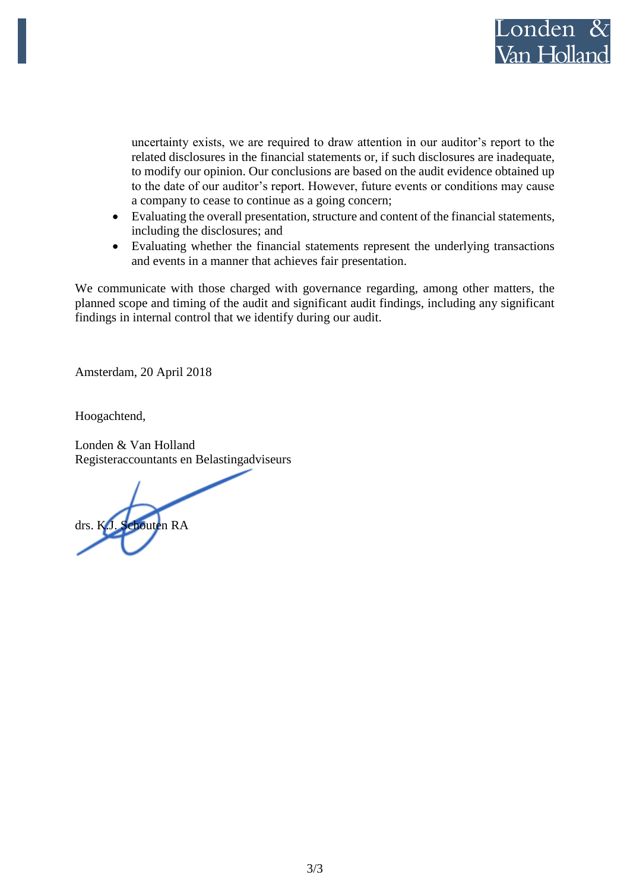uncertainty exists, we are required to draw attention in our auditor's report to the related disclosures in the financial statements or, if such disclosures are inadequate, to modify our opinion. Our conclusions are based on the audit evidence obtained up to the date of our auditor's report. However, future events or conditions may cause a company to cease to continue as a going concern;

- Evaluating the overall presentation, structure and content of the financial statements, including the disclosures; and
- Evaluating whether the financial statements represent the underlying transactions and events in a manner that achieves fair presentation.

We communicate with those charged with governance regarding, among other matters, the planned scope and timing of the audit and significant audit findings, including any significant findings in internal control that we identify during our audit.

Amsterdam, 20 April 2018

Hoogachtend,

Londen & Van Holland
Registeraccountants en Belastingadviseurs

drs. K.J. Schouten RA